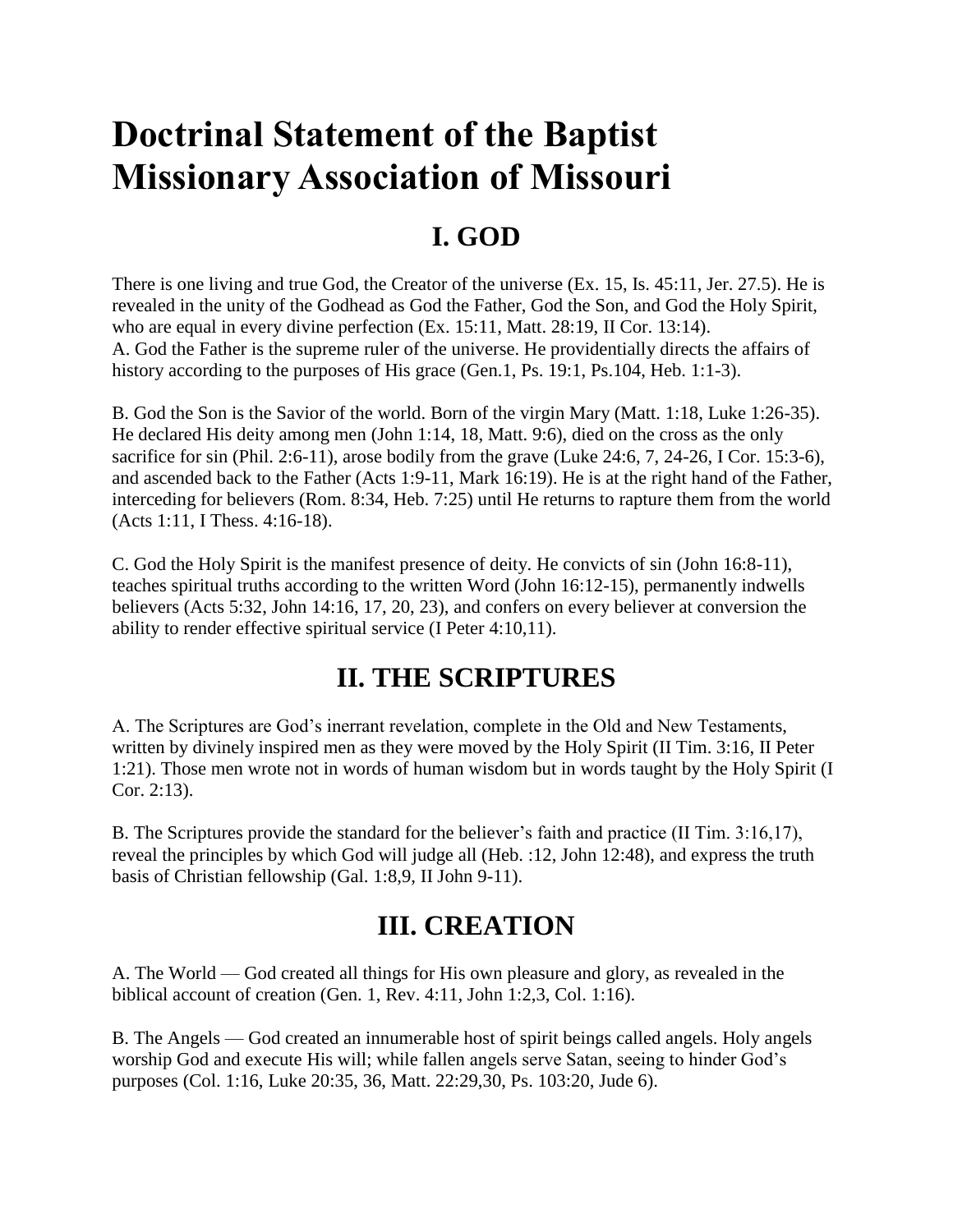# Doctrinal Statement of the Baptist Missionary Association of Missouri

## I. GOD

There is one living and true God, the Creator of the universe (Ex. 15, Is. 45:11, Jer. 27.5). He is revealed in the unity of the Godhead as God the Father, God the Son, and God the Holy Spirit, who are equal in every divine perfection (Ex. 15:11, Matt. 28:19, II Cor. 13:14).
A. God the Father is the supreme ruler of the universe. He providentially directs the affairs of history according to the purposes of His grace (Gen.1, Ps. 19:1, Ps.104, Heb. 1:1-3).

B. God the Son is the Savior of the world. Born of the virgin Mary (Matt. 1:18, Luke 1:26-35). He declared His deity among men (John 1:14, 18, Matt. 9:6), died on the cross as the only sacrifice for sin (Phil. 2:6-11), arose bodily from the grave (Luke 24:6, 7, 24-26, I Cor. 15:3-6), and ascended back to the Father (Acts 1:9-11, Mark 16:19). He is at the right hand of the Father, interceding for believers (Rom. 8:34, Heb. 7:25) until He returns to rapture them from the world (Acts 1:11, I Thess. 4:16-18).

C. God the Holy Spirit is the manifest presence of deity. He convicts of sin (John 16:8-11), teaches spiritual truths according to the written Word (John 16:12-15), permanently indwells believers (Acts 5:32, John 14:16, 17, 20, 23), and confers on every believer at conversion the ability to render effective spiritual service (I Peter 4:10,11).

## II. THE SCRIPTURES

A. The Scriptures are God's inerrant revelation, complete in the Old and New Testaments, written by divinely inspired men as they were moved by the Holy Spirit (II Tim. 3:16, II Peter 1:21). Those men wrote not in words of human wisdom but in words taught by the Holy Spirit (I Cor. 2:13).

B. The Scriptures provide the standard for the believer's faith and practice (II Tim. 3:16,17), reveal the principles by which God will judge all (Heb. :12, John 12:48), and express the truth basis of Christian fellowship (Gal. 1:8,9, II John 9-11).

## III. CREATION

A. The World — God created all things for His own pleasure and glory, as revealed in the biblical account of creation (Gen. 1, Rev. 4:11, John 1:2,3, Col. 1:16).

B. The Angels — God created an innumerable host of spirit beings called angels. Holy angels worship God and execute His will; while fallen angels serve Satan, seeing to hinder God's purposes (Col. 1:16, Luke 20:35, 36, Matt. 22:29,30, Ps. 103:20, Jude 6).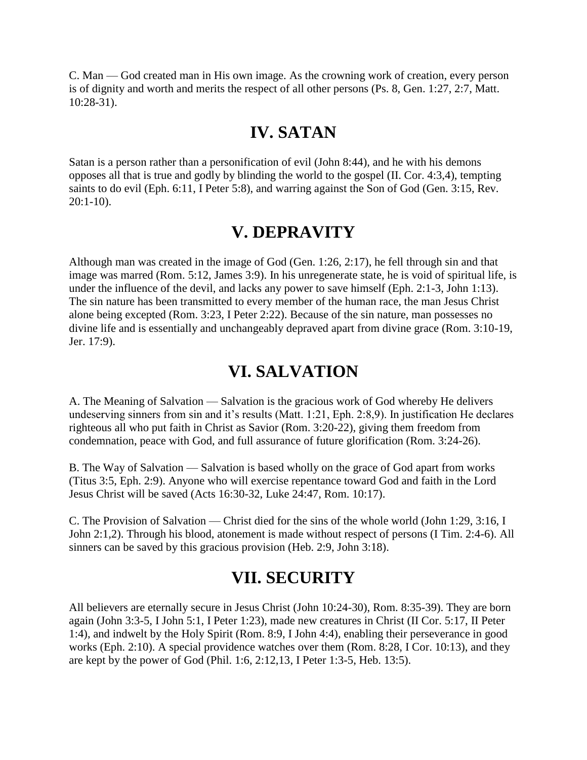C. Man — God created man in His own image. As the crowning work of creation, every person is of dignity and worth and merits the respect of all other persons (Ps. 8, Gen. 1:27, 2:7, Matt. 10:28-31).

## IV. SATAN

Satan is a person rather than a personification of evil (John 8:44), and he with his demons opposes all that is true and godly by blinding the world to the gospel (II. Cor. 4:3,4), tempting saints to do evil (Eph. 6:11, I Peter 5:8), and warring against the Son of God (Gen. 3:15, Rev. 20:1-10).

## V. DEPRAVITY

Although man was created in the image of God (Gen. 1:26, 2:17), he fell through sin and that image was marred (Rom. 5:12, James 3:9). In his unregenerate state, he is void of spiritual life, is under the influence of the devil, and lacks any power to save himself (Eph. 2:1-3, John 1:13). The sin nature has been transmitted to every member of the human race, the man Jesus Christ alone being excepted (Rom. 3:23, I Peter 2:22). Because of the sin nature, man possesses no divine life and is essentially and unchangeably depraved apart from divine grace (Rom. 3:10-19, Jer. 17:9).

## VI. SALVATION

A. The Meaning of Salvation — Salvation is the gracious work of God whereby He delivers undeserving sinners from sin and it's results (Matt. 1:21, Eph. 2:8,9). In justification He declares righteous all who put faith in Christ as Savior (Rom. 3:20-22), giving them freedom from condemnation, peace with God, and full assurance of future glorification (Rom. 3:24-26).

B. The Way of Salvation — Salvation is based wholly on the grace of God apart from works (Titus 3:5, Eph. 2:9). Anyone who will exercise repentance toward God and faith in the Lord Jesus Christ will be saved (Acts 16:30-32, Luke 24:47, Rom. 10:17).

C. The Provision of Salvation — Christ died for the sins of the whole world (John 1:29, 3:16, I John 2:1,2). Through his blood, atonement is made without respect of persons (I Tim. 2:4-6). All sinners can be saved by this gracious provision (Heb. 2:9, John 3:18).

## VII. SECURITY

All believers are eternally secure in Jesus Christ (John 10:24-30), Rom. 8:35-39). They are born again (John 3:3-5, I John 5:1, I Peter 1:23), made new creatures in Christ (II Cor. 5:17, II Peter 1:4), and indwelt by the Holy Spirit (Rom. 8:9, I John 4:4), enabling their perseverance in good works (Eph. 2:10). A special providence watches over them (Rom. 8:28, I Cor. 10:13), and they are kept by the power of God (Phil. 1:6, 2:12,13, I Peter 1:3-5, Heb. 13:5).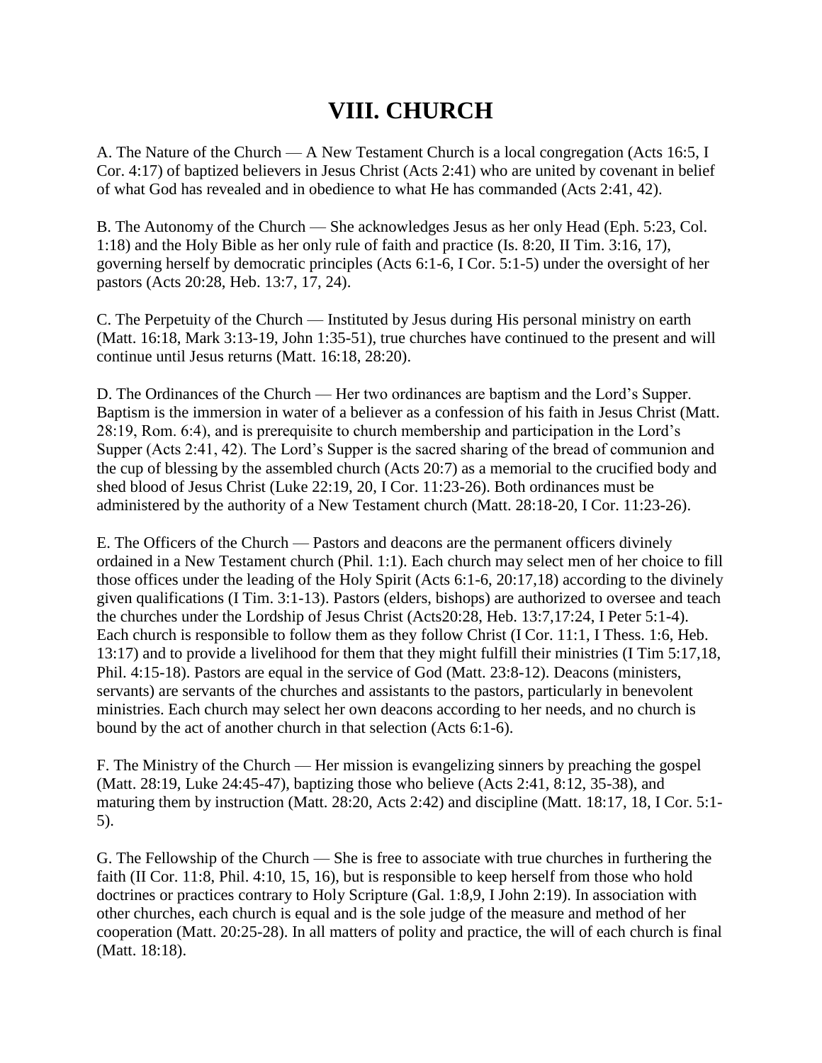# VIII. CHURCH

A. The Nature of the Church — A New Testament Church is a local congregation (Acts 16:5, I Cor. 4:17) of baptized believers in Jesus Christ (Acts 2:41) who are united by covenant in belief of what God has revealed and in obedience to what He has commanded (Acts 2:41, 42).

B. The Autonomy of the Church — She acknowledges Jesus as her only Head (Eph. 5:23, Col. 1:18) and the Holy Bible as her only rule of faith and practice (Is. 8:20, II Tim. 3:16, 17), governing herself by democratic principles (Acts 6:1-6, I Cor. 5:1-5) under the oversight of her pastors (Acts 20:28, Heb. 13:7, 17, 24).

C. The Perpetuity of the Church — Instituted by Jesus during His personal ministry on earth (Matt. 16:18, Mark 3:13-19, John 1:35-51), true churches have continued to the present and will continue until Jesus returns (Matt. 16:18, 28:20).

D. The Ordinances of the Church — Her two ordinances are baptism and the Lord's Supper. Baptism is the immersion in water of a believer as a confession of his faith in Jesus Christ (Matt. 28:19, Rom. 6:4), and is prerequisite to church membership and participation in the Lord's Supper (Acts 2:41, 42). The Lord's Supper is the sacred sharing of the bread of communion and the cup of blessing by the assembled church (Acts 20:7) as a memorial to the crucified body and shed blood of Jesus Christ (Luke 22:19, 20, I Cor. 11:23-26). Both ordinances must be administered by the authority of a New Testament church (Matt. 28:18-20, I Cor. 11:23-26).

E. The Officers of the Church — Pastors and deacons are the permanent officers divinely ordained in a New Testament church (Phil. 1:1). Each church may select men of her choice to fill those offices under the leading of the Holy Spirit (Acts 6:1-6, 20:17,18) according to the divinely given qualifications (I Tim. 3:1-13). Pastors (elders, bishops) are authorized to oversee and teach the churches under the Lordship of Jesus Christ (Acts20:28, Heb. 13:7,17:24, I Peter 5:1-4). Each church is responsible to follow them as they follow Christ (I Cor. 11:1, I Thess. 1:6, Heb. 13:17) and to provide a livelihood for them that they might fulfill their ministries (I Tim 5:17,18, Phil. 4:15-18). Pastors are equal in the service of God (Matt. 23:8-12). Deacons (ministers, servants) are servants of the churches and assistants to the pastors, particularly in benevolent ministries. Each church may select her own deacons according to her needs, and no church is bound by the act of another church in that selection (Acts 6:1-6).

F. The Ministry of the Church — Her mission is evangelizing sinners by preaching the gospel (Matt. 28:19, Luke 24:45-47), baptizing those who believe (Acts 2:41, 8:12, 35-38), and maturing them by instruction (Matt. 28:20, Acts 2:42) and discipline (Matt. 18:17, 18, I Cor. 5:1-5).

G. The Fellowship of the Church — She is free to associate with true churches in furthering the faith (II Cor. 11:8, Phil. 4:10, 15, 16), but is responsible to keep herself from those who hold doctrines or practices contrary to Holy Scripture (Gal. 1:8,9, I John 2:19). In association with other churches, each church is equal and is the sole judge of the measure and method of her cooperation (Matt. 20:25-28). In all matters of polity and practice, the will of each church is final (Matt. 18:18).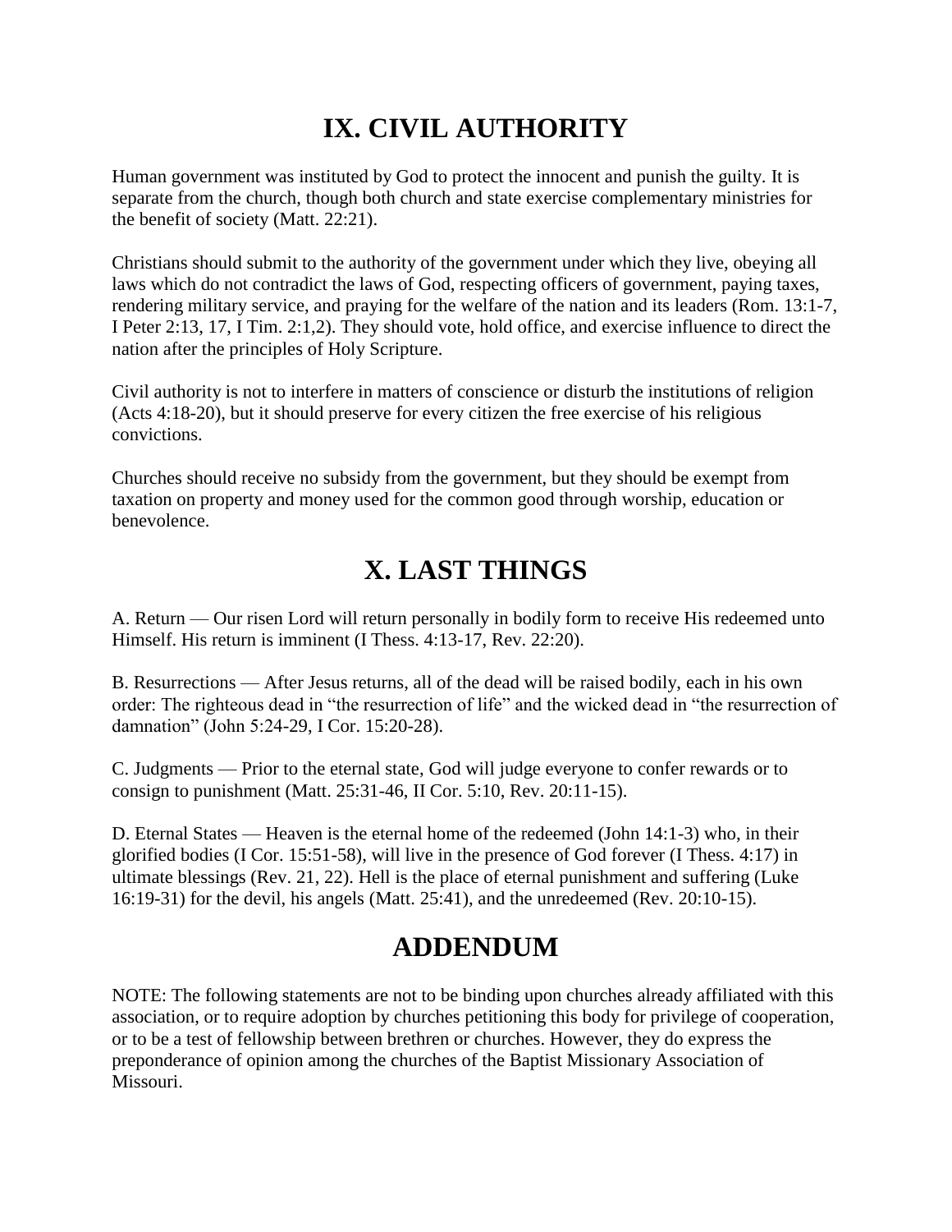## IX. CIVIL AUTHORITY

Human government was instituted by God to protect the innocent and punish the guilty. It is separate from the church, though both church and state exercise complementary ministries for the benefit of society (Matt. 22:21).

Christians should submit to the authority of the government under which they live, obeying all laws which do not contradict the laws of God, respecting officers of government, paying taxes, rendering military service, and praying for the welfare of the nation and its leaders (Rom. 13:1-7, I Peter 2:13, 17, I Tim. 2:1,2). They should vote, hold office, and exercise influence to direct the nation after the principles of Holy Scripture.

Civil authority is not to interfere in matters of conscience or disturb the institutions of religion (Acts 4:18-20), but it should preserve for every citizen the free exercise of his religious convictions.

Churches should receive no subsidy from the government, but they should be exempt from taxation on property and money used for the common good through worship, education or benevolence.

## X. LAST THINGS

A. Return — Our risen Lord will return personally in bodily form to receive His redeemed unto Himself. His return is imminent (I Thess. 4:13-17, Rev. 22:20).

B. Resurrections — After Jesus returns, all of the dead will be raised bodily, each in his own order: The righteous dead in "the resurrection of life" and the wicked dead in "the resurrection of damnation" (John 5:24-29, I Cor. 15:20-28).

C. Judgments — Prior to the eternal state, God will judge everyone to confer rewards or to consign to punishment (Matt. 25:31-46, II Cor. 5:10, Rev. 20:11-15).

D. Eternal States — Heaven is the eternal home of the redeemed (John 14:1-3) who, in their glorified bodies (I Cor. 15:51-58), will live in the presence of God forever (I Thess. 4:17) in ultimate blessings (Rev. 21, 22). Hell is the place of eternal punishment and suffering (Luke 16:19-31) for the devil, his angels (Matt. 25:41), and the unredeemed (Rev. 20:10-15).

## ADDENDUM

NOTE: The following statements are not to be binding upon churches already affiliated with this association, or to require adoption by churches petitioning this body for privilege of cooperation, or to be a test of fellowship between brethren or churches. However, they do express the preponderance of opinion among the churches of the Baptist Missionary Association of Missouri.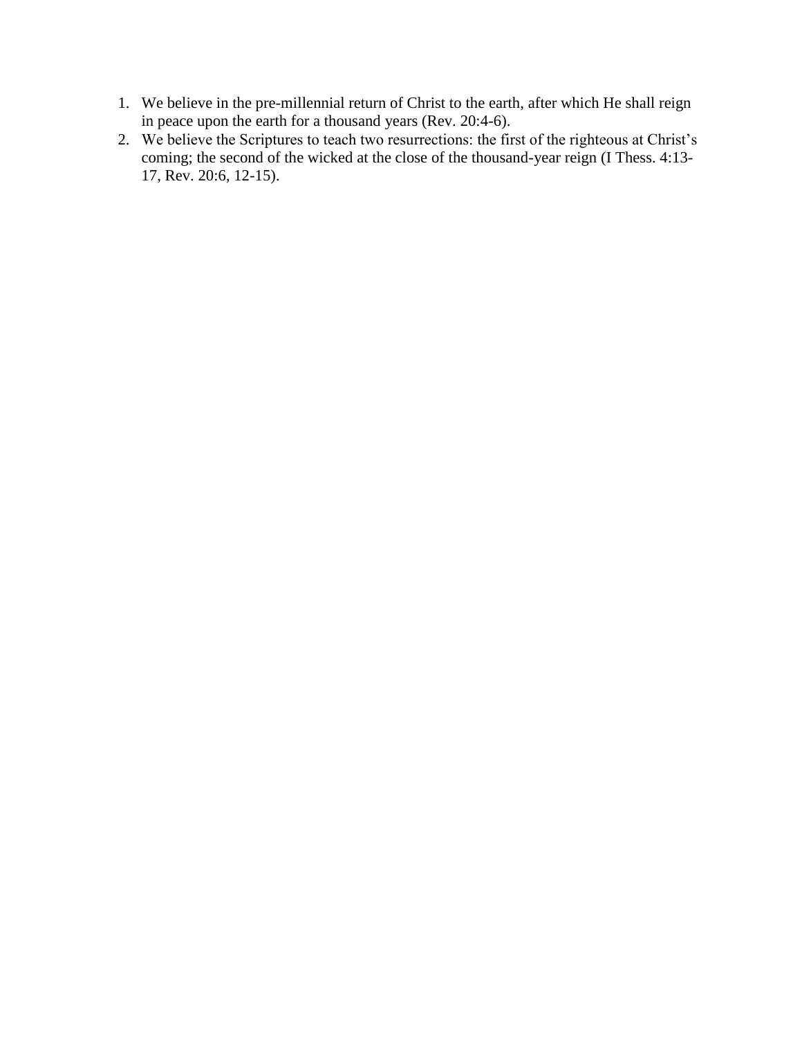1. We believe in the pre-millennial return of Christ to the earth, after which He shall reign in peace upon the earth for a thousand years (Rev. 20:4-6).
2. We believe the Scriptures to teach two resurrections: the first of the righteous at Christ's coming; the second of the wicked at the close of the thousand-year reign (I Thess. 4:13-17, Rev. 20:6, 12-15).